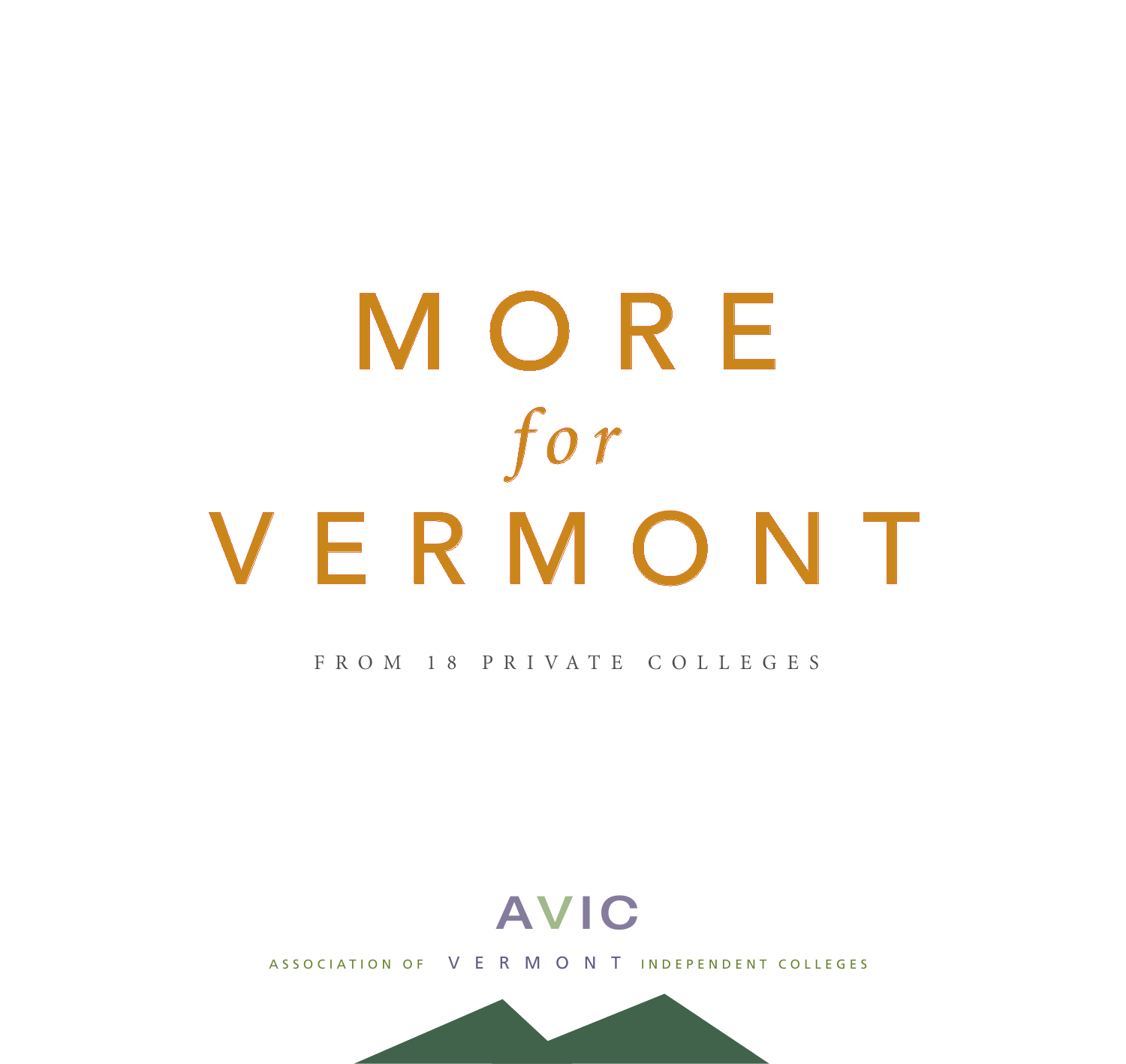# MORE *for* VERMONT

FROM 18 PRIVATE COLLEGES

AVIC

ASSOCIATION OF VERMONT INDEPENDENT COLLEGES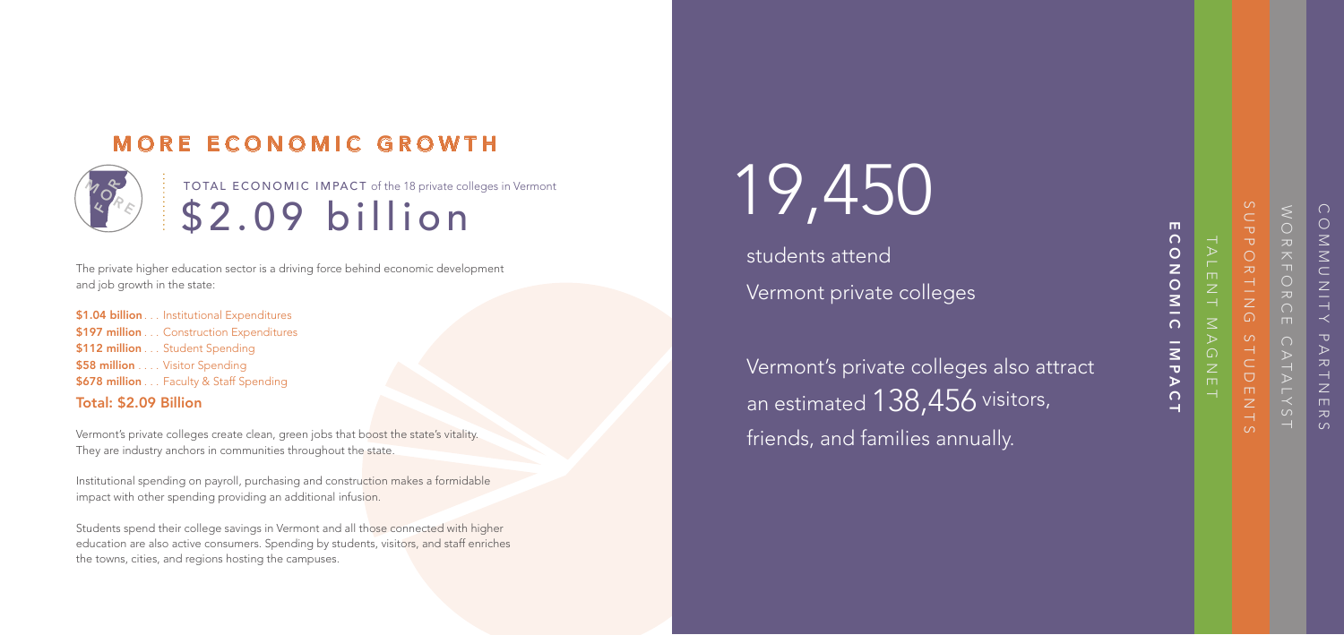## MORE ECONOMIC GROWTH

TOTAL ECONOMIC IMPACT of the 18 private colleges in Vermont

# $2.09 billion

The private higher education sector is a driving force behind economic development and job growth in the state:

**$1.04 billion** . . . Institutional Expenditures
**$197 million** . . . Construction Expenditures
**$112 million** . . . Student Spending
**$58 million** . . . . Visitor Spending
**$678 million** . . . Faculty & Staff Spending

**Total: $2.09 Billion**

Vermont's private colleges create clean, green jobs that boost the state's vitality. They are industry anchors in communities throughout the state.

Institutional spending on payroll, purchasing and construction makes a formidable impact with other spending providing an additional infusion.

Students spend their college savings in Vermont and all those connected with higher education are also active consumers. Spending by students, visitors, and staff enriches the towns, cities, and regions hosting the campuses.

# 19,450

students attend Vermont private colleges

Vermont's private colleges also attract an estimated 138,456 visitors, friends, and families annually.

**ECONOMIC IMPACT**

TALENT MAGNET

SUPPORTING STUDENTS

WORKFORCE CATALYST

COMMUNITY PARTNERS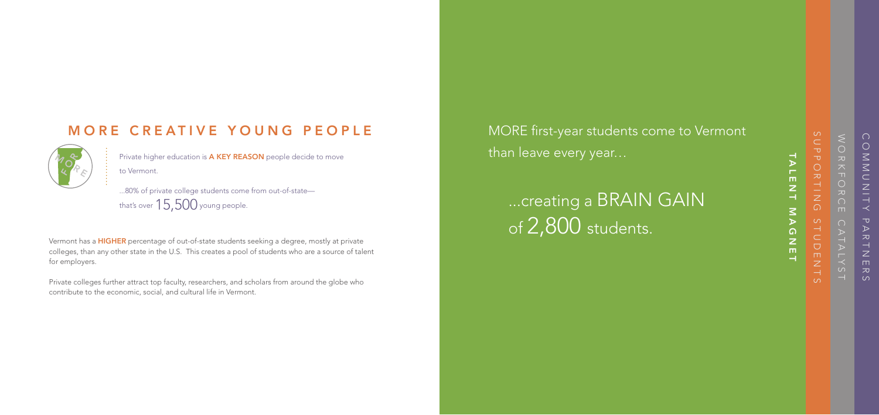## MORE CREATIVE YOUNG PEOPLE

Private higher education is **A KEY REASON** people decide to move to Vermont.

...80% of private college students come from out-of-state—that's over 15,500 young people.

Vermont has a **HIGHER** percentage of out-of-state students seeking a degree, mostly at private colleges, than any other state in the U.S. This creates a pool of students who are a source of talent for employers.

Private colleges further attract top faculty, researchers, and scholars from around the globe who contribute to the economic, social, and cultural life in Vermont.

MORE first-year students come to Vermont than leave every year...

...creating a BRAIN GAIN of 2,800 students.

**TALENT MAGNET**

SUPPORTING STUDENTS

WORKFORCE CATALYST

COMMUNITY PARTNERS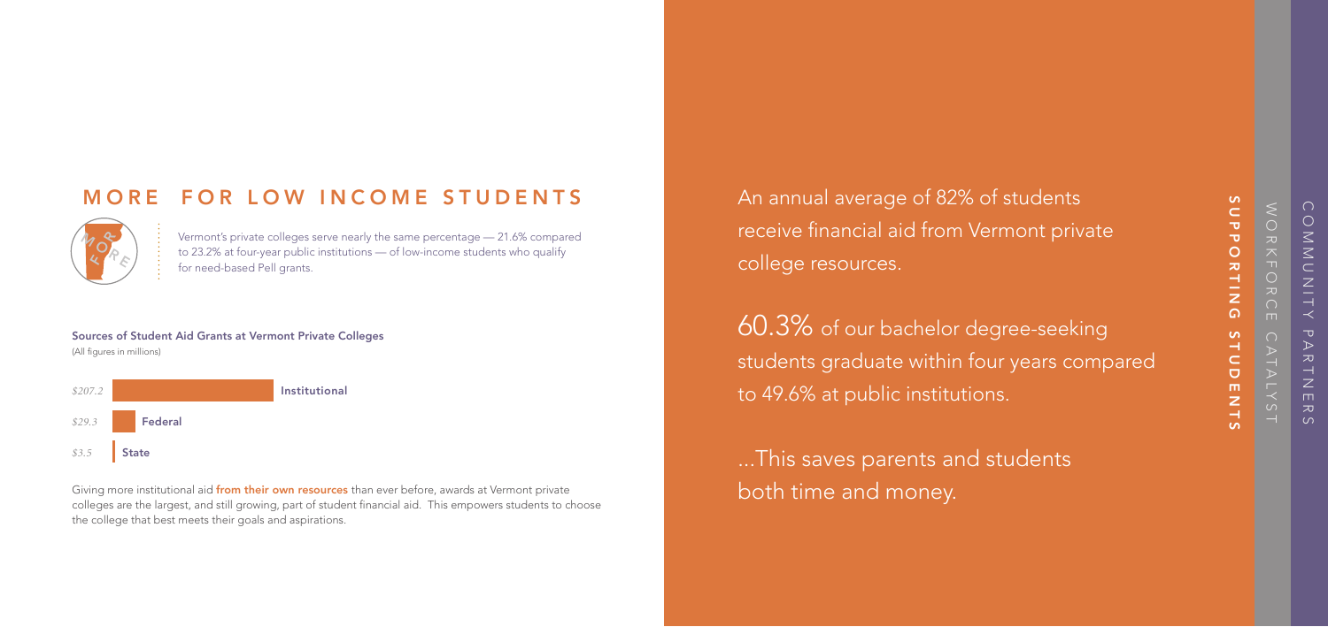## MORE FOR LOW INCOME STUDENTS

Vermont's private colleges serve nearly the same percentage — 21.6% compared to 23.2% at four-year public institutions — of low-income students who qualify for need-based Pell grants.

**Sources of Student Aid Grants at Vermont Private Colleges**
(All figures in millions)

| Amount | Source |
| --- | --- |
| *$207.2* | Institutional |
| *$29.3* | Federal |
| *$3.5* | State |

Giving more institutional aid **from their own resources** than ever before, awards at Vermont private colleges are the largest, and still growing, part of student financial aid. This empowers students to choose the college that best meets their goals and aspirations.

An annual average of 82% of students receive financial aid from Vermont private college resources.

60.3% of our bachelor degree-seeking students graduate within four years compared to 49.6% at public institutions.

...This saves parents and students both time and money.

**SUPPORTING STUDENTS**

WORKFORCE CATALYST

COMMUNITY PARTNERS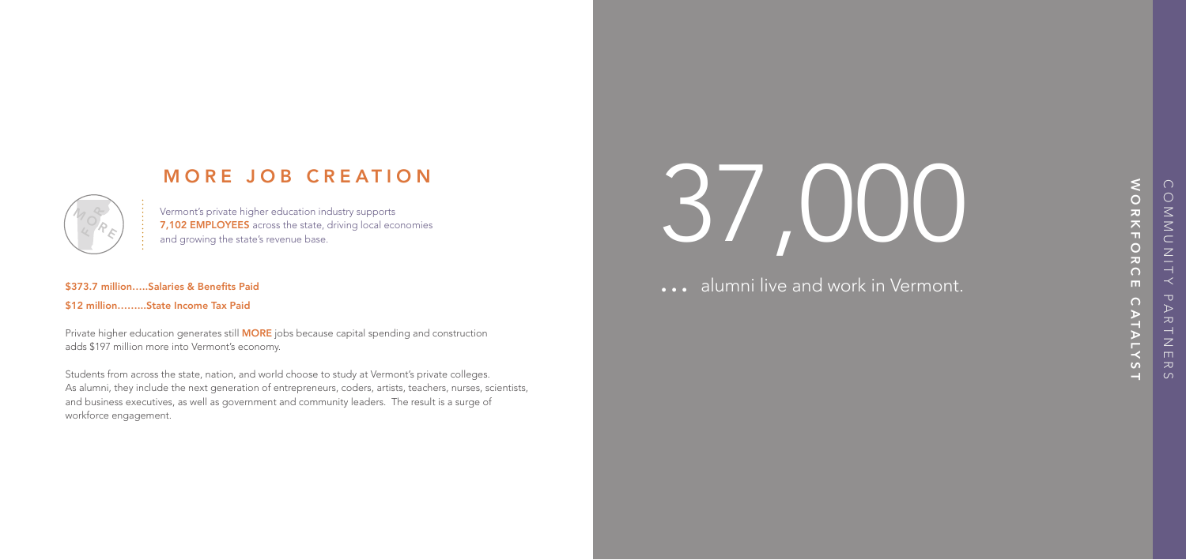## MORE JOB CREATION

Vermont's private higher education industry supports **7,102 EMPLOYEES** across the state, driving local economies and growing the state's revenue base.

**$373.7 million…..Salaries & Benefits Paid**

**$12 million……..State Income Tax Paid**

Private higher education generates still **MORE** jobs because capital spending and construction adds $197 million more into Vermont's economy.

Students from across the state, nation, and world choose to study at Vermont's private colleges. As alumni, they include the next generation of entrepreneurs, coders, artists, teachers, nurses, scientists, and business executives, as well as government and community leaders. The result is a surge of workforce engagement.

# 37,000

… alumni live and work in Vermont.

**WORKFORCE CATALYST**

COMMUNITY PARTNERS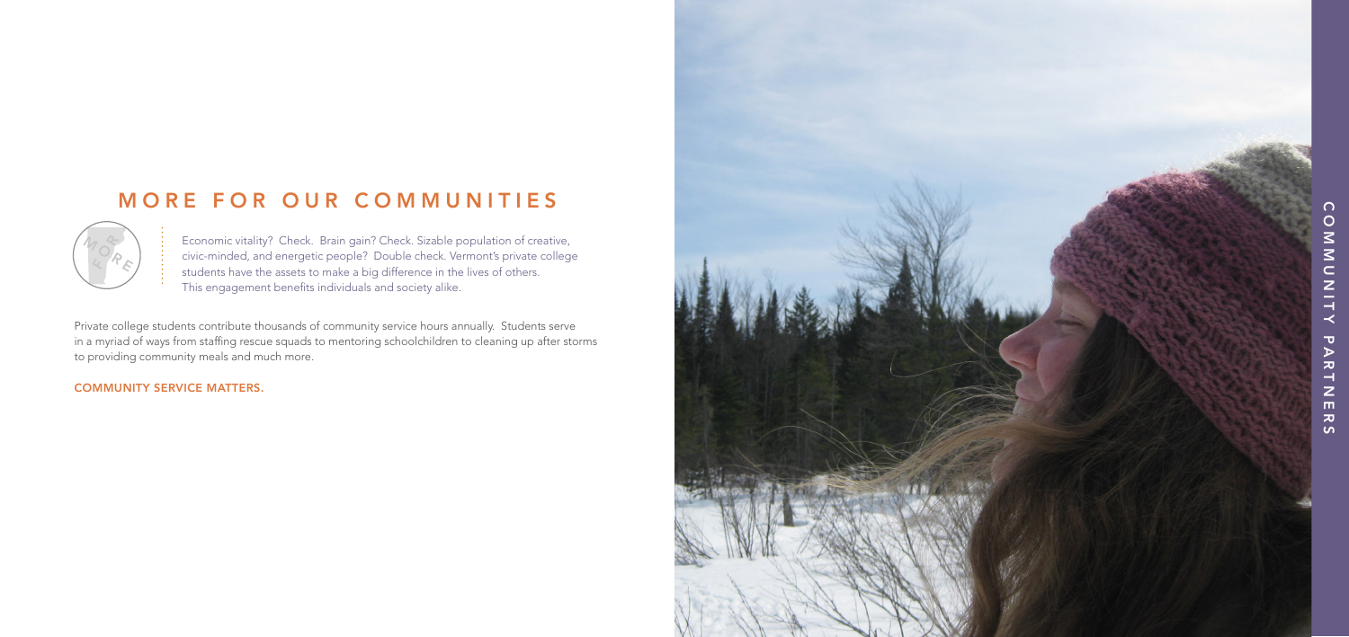## MORE FOR OUR COMMUNITIES

Economic vitality? Check. Brain gain? Check. Sizable population of creative, civic-minded, and energetic people? Double check. Vermont's private college students have the assets to make a big difference in the lives of others. This engagement benefits individuals and society alike.

Private college students contribute thousands of community service hours annually. Students serve in a myriad of ways from staffing rescue squads to mentoring schoolchildren to cleaning up after storms to providing community meals and much more.

**COMMUNITY SERVICE MATTERS.**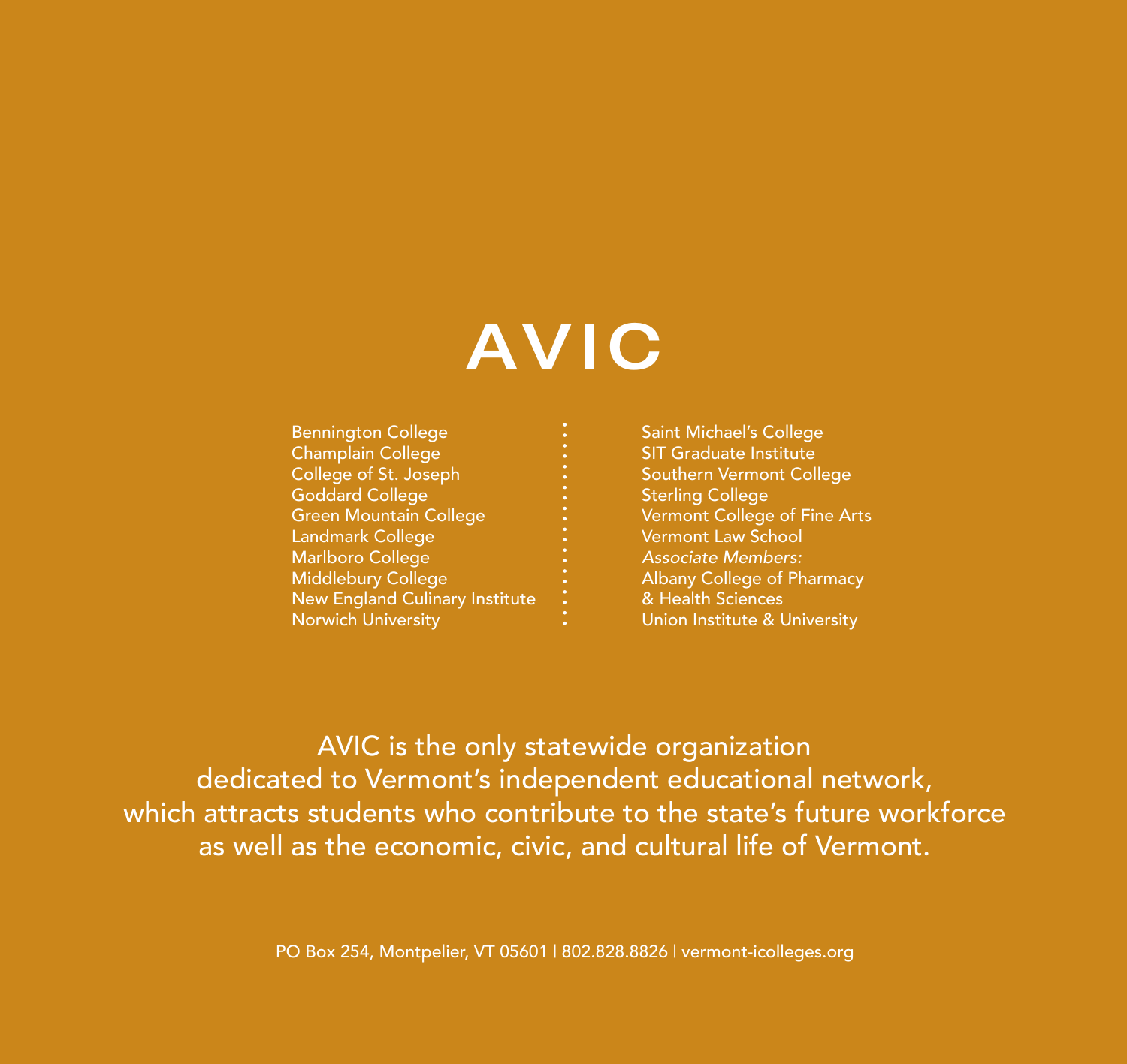# AVIC

Bennington College
Champlain College
College of St. Joseph
Goddard College
Green Mountain College
Landmark College
Marlboro College
Middlebury College
New England Culinary Institute
Norwich University
Saint Michael's College
SIT Graduate Institute
Southern Vermont College
Sterling College
Vermont College of Fine Arts
Vermont Law School

*Associate Members:*
Albany College of Pharmacy & Health Sciences
Union Institute & University

AVIC is the only statewide organization dedicated to Vermont's independent educational network, which attracts students who contribute to the state's future workforce as well as the economic, civic, and cultural life of Vermont.

PO Box 254, Montpelier, VT 05601 | 802.828.8826 | vermont-icolleges.org